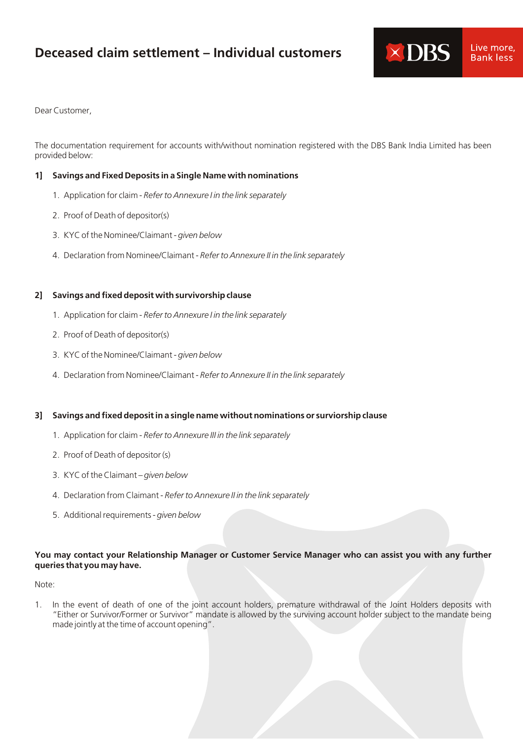# Deceased claim settlement – Individual customers

Dear Customer,

The documentation requirement for accounts with/without nomination registered with the DBS Bank India Limited has been provided below:

**1] Savings and Fixed Deposits in a Single Name with nominations**

1. Application for claim - *Refer to Annexure I in the link separately*
2. Proof of Death of depositor(s)
3. KYC of the Nominee/Claimant - *given below*
4. Declaration from Nominee/Claimant - *Refer to Annexure II in the link separately*

**2] Savings and fixed deposit with survivorship clause**

1. Application for claim - *Refer to Annexure I in the link separately*
2. Proof of Death of depositor(s)
3. KYC of the Nominee/Claimant - *given below*
4. Declaration from Nominee/Claimant - *Refer to Annexure II in the link separately*

**3] Savings and fixed deposit in a single name without nominations or surviorship clause**

1. Application for claim - *Refer to Annexure III in the link separately*
2. Proof of Death of depositor (s)
3. KYC of the Claimant – *given below*
4. Declaration from Claimant - *Refer to Annexure II in the link separately*
5. Additional requirements - *given below*

**You may contact your Relationship Manager or Customer Service Manager who can assist you with any further queries that you may have.**

Note:

1. In the event of death of one of the joint account holders, premature withdrawal of the Joint Holders deposits with "Either or Survivor/Former or Survivor" mandate is allowed by the surviving account holder subject to the mandate being made jointly at the time of account opening".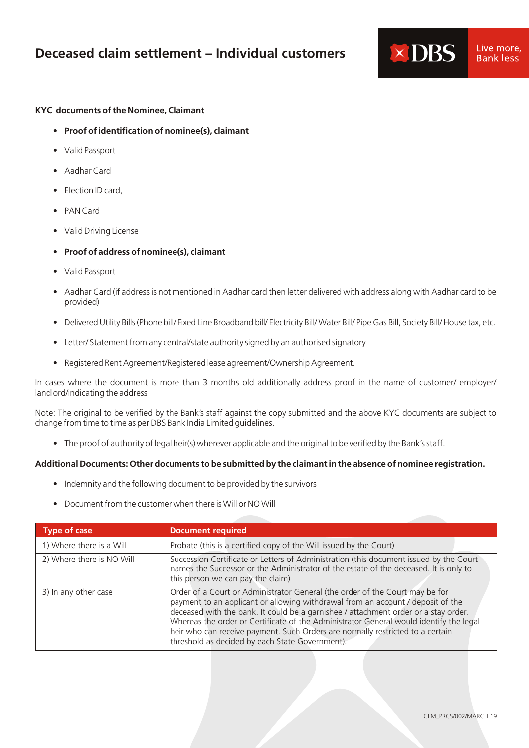# Deceased claim settlement – Individual customers

**KYC documents of the Nominee, Claimant**

- **Proof of identification of nominee(s), claimant**
- Valid Passport
- Aadhar Card
- Election ID card,
- PAN Card
- Valid Driving License
- **Proof of address of nominee(s), claimant**
- Valid Passport
- Aadhar Card (if address is not mentioned in Aadhar card then letter delivered with address along with Aadhar card to be provided)
- Delivered Utility Bills (Phone bill/ Fixed Line Broadband bill/ Electricity Bill/ Water Bill/ Pipe Gas Bill, Society Bill/ House tax, etc.
- Letter/ Statement from any central/state authority signed by an authorised signatory
- Registered Rent Agreement/Registered lease agreement/Ownership Agreement.

In cases where the document is more than 3 months old additionally address proof in the name of customer/ employer/ landlord/indicating the address

Note: The original to be verified by the Bank's staff against the copy submitted and the above KYC documents are subject to change from time to time as per DBS Bank India Limited guidelines.

- The proof of authority of legal heir(s) wherever applicable and the original to be verified by the Bank's staff.

**Additional Documents: Other documents to be submitted by the claimant in the absence of nominee registration.**

- Indemnity and the following document to be provided by the survivors
- Document from the customer when there is Will or NO Will

| Type of case | Document required |
|---|---|
| 1) Where there is a Will | Probate (this is a certified copy of the Will issued by the Court) |
| 2) Where there is NO Will | Succession Certificate or Letters of Administration (this document issued by the Court names the Successor or the Administrator of the estate of the deceased. It is only to this person we can pay the claim) |
| 3) In any other case | Order of a Court or Administrator General (the order of the Court may be for payment to an applicant or allowing withdrawal from an account / deposit of the deceased with the bank. It could be a garnishee / attachment order or a stay order. Whereas the order or Certificate of the Administrator General would identify the legal heir who can receive payment. Such Orders are normally restricted to a certain threshold as decided by each State Government). |

CLM_PRCS/002/MARCH 19